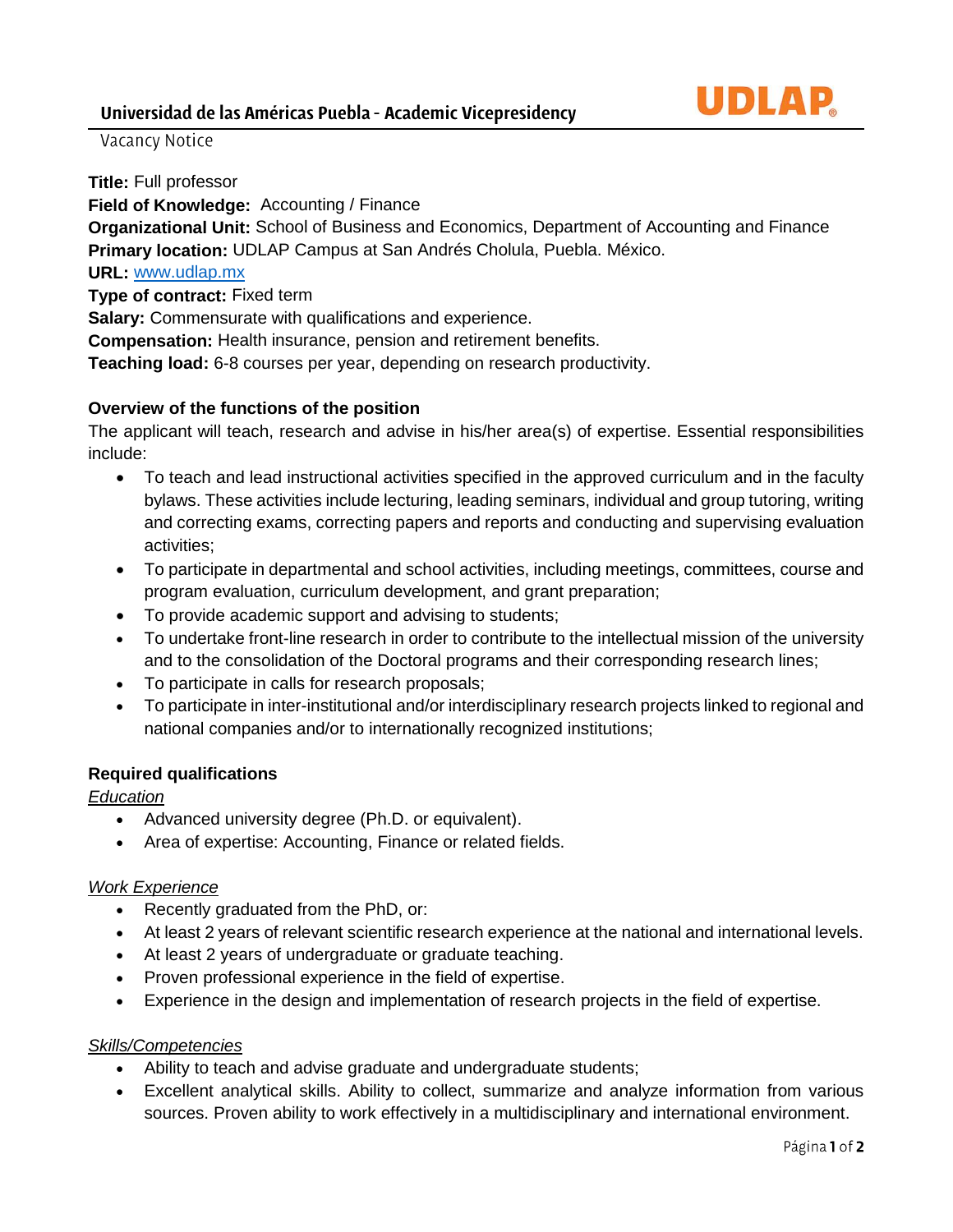# Universidad de las Américas Puebla - Academic Vicepresidency

Vacancy Notice

**Title:** Full professor
**Field of Knowledge:** Accounting / Finance
**Organizational Unit:** School of Business and Economics, Department of Accounting and Finance
**Primary location:** UDLAP Campus at San Andrés Cholula, Puebla. México.
**URL:** [www.udlap.mx](http://www.udlap.mx)
**Type of contract:** Fixed term
**Salary:** Commensurate with qualifications and experience.
**Compensation:** Health insurance, pension and retirement benefits.
**Teaching load:** 6-8 courses per year, depending on research productivity.

## Overview of the functions of the position

The applicant will teach, research and advise in his/her area(s) of expertise. Essential responsibilities include:

- To teach and lead instructional activities specified in the approved curriculum and in the faculty bylaws. These activities include lecturing, leading seminars, individual and group tutoring, writing and correcting exams, correcting papers and reports and conducting and supervising evaluation activities;
- To participate in departmental and school activities, including meetings, committees, course and program evaluation, curriculum development, and grant preparation;
- To provide academic support and advising to students;
- To undertake front-line research in order to contribute to the intellectual mission of the university and to the consolidation of the Doctoral programs and their corresponding research lines;
- To participate in calls for research proposals;
- To participate in inter-institutional and/or interdisciplinary research projects linked to regional and national companies and/or to internationally recognized institutions;

## Required qualifications

*Education*

- Advanced university degree (Ph.D. or equivalent).
- Area of expertise: Accounting, Finance or related fields.

*Work Experience*

- Recently graduated from the PhD, or:
- At least 2 years of relevant scientific research experience at the national and international levels.
- At least 2 years of undergraduate or graduate teaching.
- Proven professional experience in the field of expertise.
- Experience in the design and implementation of research projects in the field of expertise.

*Skills/Competencies*

- Ability to teach and advise graduate and undergraduate students;
- Excellent analytical skills. Ability to collect, summarize and analyze information from various sources. Proven ability to work effectively in a multidisciplinary and international environment.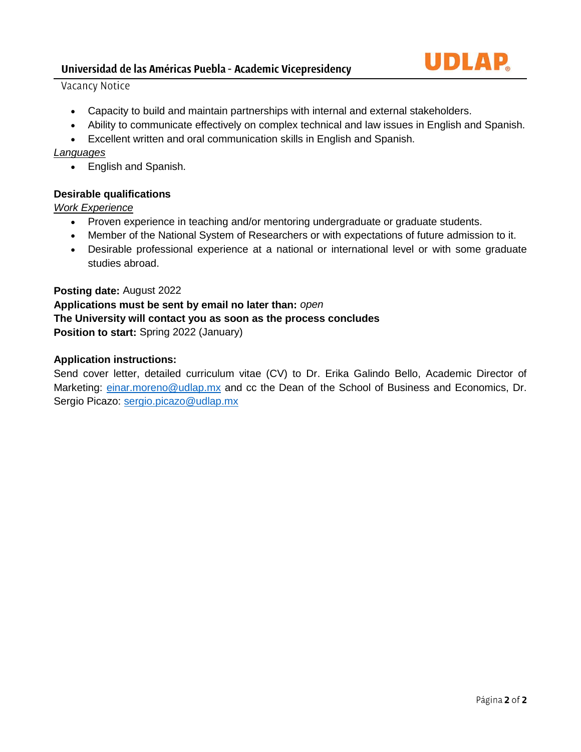- Capacity to build and maintain partnerships with internal and external stakeholders.
- Ability to communicate effectively on complex technical and law issues in English and Spanish.
- Excellent written and oral communication skills in English and Spanish.

*Languages*

- English and Spanish.

**Desirable qualifications**

*Work Experience*

- Proven experience in teaching and/or mentoring undergraduate or graduate students.
- Member of the National System of Researchers or with expectations of future admission to it.
- Desirable professional experience at a national or international level or with some graduate studies abroad.

**Posting date:** August 2022
**Applications must be sent by email no later than:** *open*
**The University will contact you as soon as the process concludes**
**Position to start:** Spring 2022 (January)

**Application instructions:**

Send cover letter, detailed curriculum vitae (CV) to Dr. Erika Galindo Bello, Academic Director of Marketing: einar.moreno@udlap.mx and cc the Dean of the School of Business and Economics, Dr. Sergio Picazo: sergio.picazo@udlap.mx